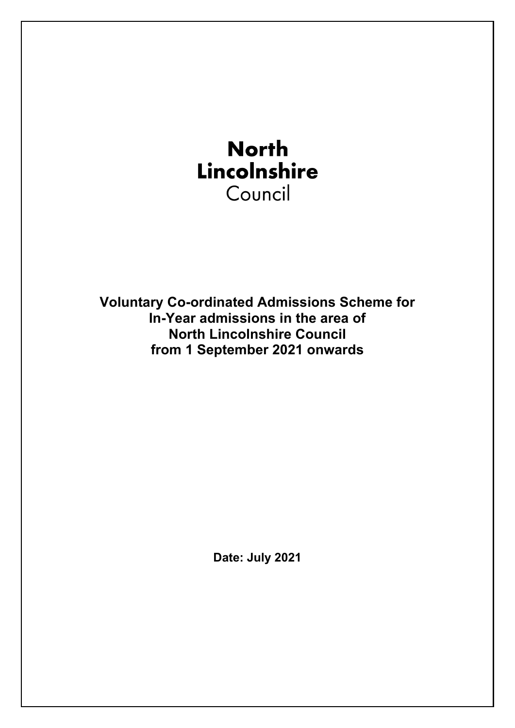**North Lincolnshire**
Council

# Voluntary Co-ordinated Admissions Scheme for In-Year admissions in the area of North Lincolnshire Council from 1 September 2021 onwards

**Date: July 2021**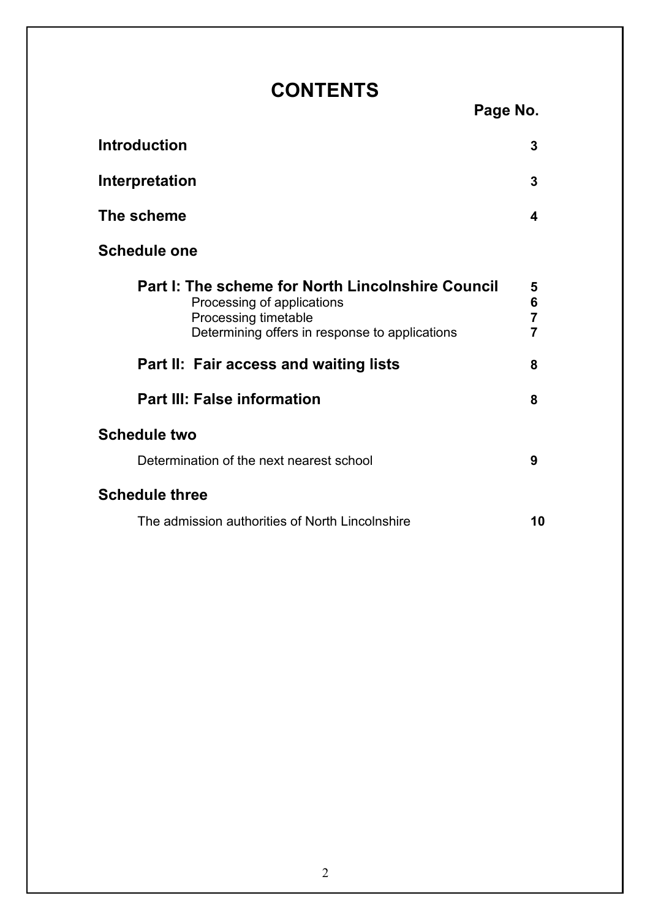# CONTENTS

| | Page No. |
|---|---|
| **Introduction** | **3** |
| **Interpretation** | **3** |
| **The scheme** | **4** |
| **Schedule one** | |
| **Part I: The scheme for North Lincolnshire Council** | **5** |
| Processing of applications | **6** |
| Processing timetable | **7** |
| Determining offers in response to applications | **7** |
| **Part II: Fair access and waiting lists** | **8** |
| **Part III: False information** | **8** |
| **Schedule two** | |
| Determination of the next nearest school | **9** |
| **Schedule three** | |
| The admission authorities of North Lincolnshire | **10** |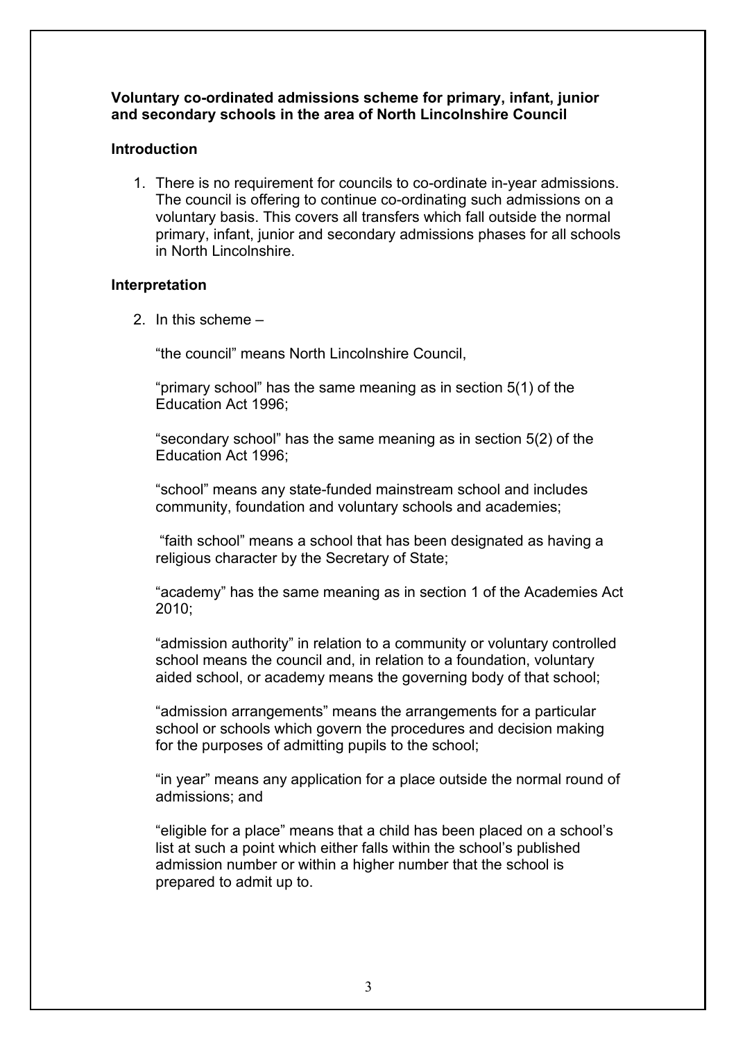**Voluntary co-ordinated admissions scheme for primary, infant, junior and secondary schools in the area of North Lincolnshire Council**

## Introduction

1. There is no requirement for councils to co-ordinate in-year admissions. The council is offering to continue co-ordinating such admissions on a voluntary basis. This covers all transfers which fall outside the normal primary, infant, junior and secondary admissions phases for all schools in North Lincolnshire.

## Interpretation

2. In this scheme –

   "the council" means North Lincolnshire Council,

   "primary school" has the same meaning as in section 5(1) of the Education Act 1996;

   "secondary school" has the same meaning as in section 5(2) of the Education Act 1996;

   "school" means any state-funded mainstream school and includes community, foundation and voluntary schools and academies;

   "faith school" means a school that has been designated as having a religious character by the Secretary of State;

   "academy" has the same meaning as in section 1 of the Academies Act 2010;

   "admission authority" in relation to a community or voluntary controlled school means the council and, in relation to a foundation, voluntary aided school, or academy means the governing body of that school;

   "admission arrangements" means the arrangements for a particular school or schools which govern the procedures and decision making for the purposes of admitting pupils to the school;

   "in year" means any application for a place outside the normal round of admissions; and

   "eligible for a place" means that a child has been placed on a school's list at such a point which either falls within the school's published admission number or within a higher number that the school is prepared to admit up to.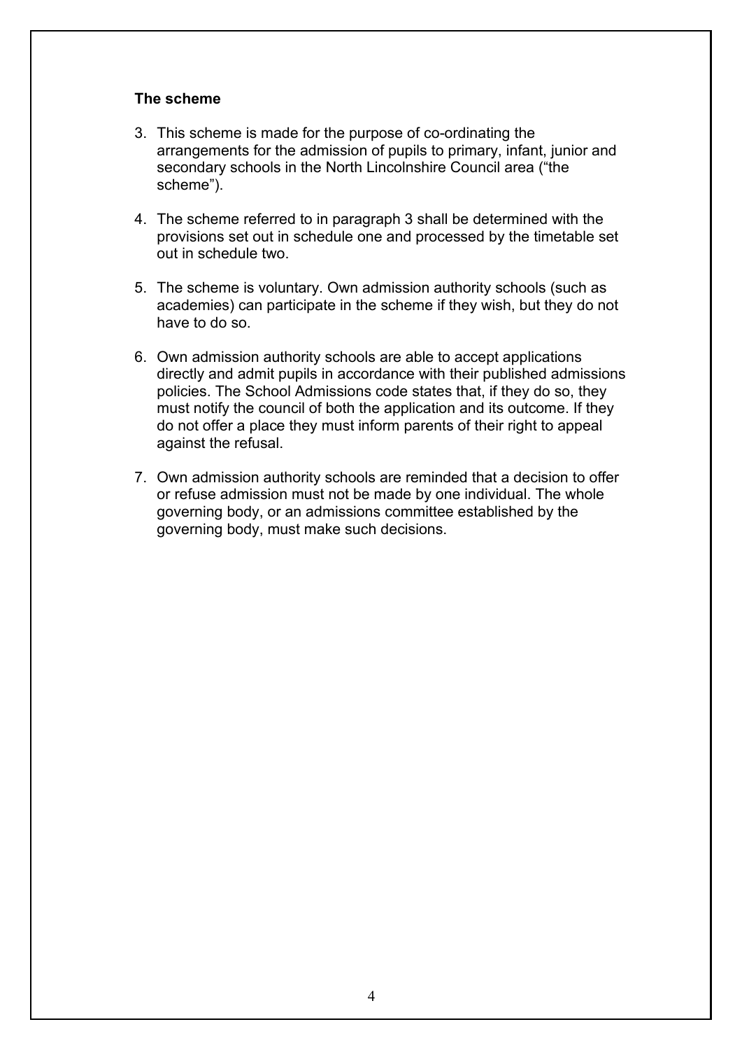**The scheme**

3. This scheme is made for the purpose of co-ordinating the arrangements for the admission of pupils to primary, infant, junior and secondary schools in the North Lincolnshire Council area ("the scheme").

4. The scheme referred to in paragraph 3 shall be determined with the provisions set out in schedule one and processed by the timetable set out in schedule two.

5. The scheme is voluntary. Own admission authority schools (such as academies) can participate in the scheme if they wish, but they do not have to do so.

6. Own admission authority schools are able to accept applications directly and admit pupils in accordance with their published admissions policies. The School Admissions code states that, if they do so, they must notify the council of both the application and its outcome. If they do not offer a place they must inform parents of their right to appeal against the refusal.

7. Own admission authority schools are reminded that a decision to offer or refuse admission must not be made by one individual. The whole governing body, or an admissions committee established by the governing body, must make such decisions.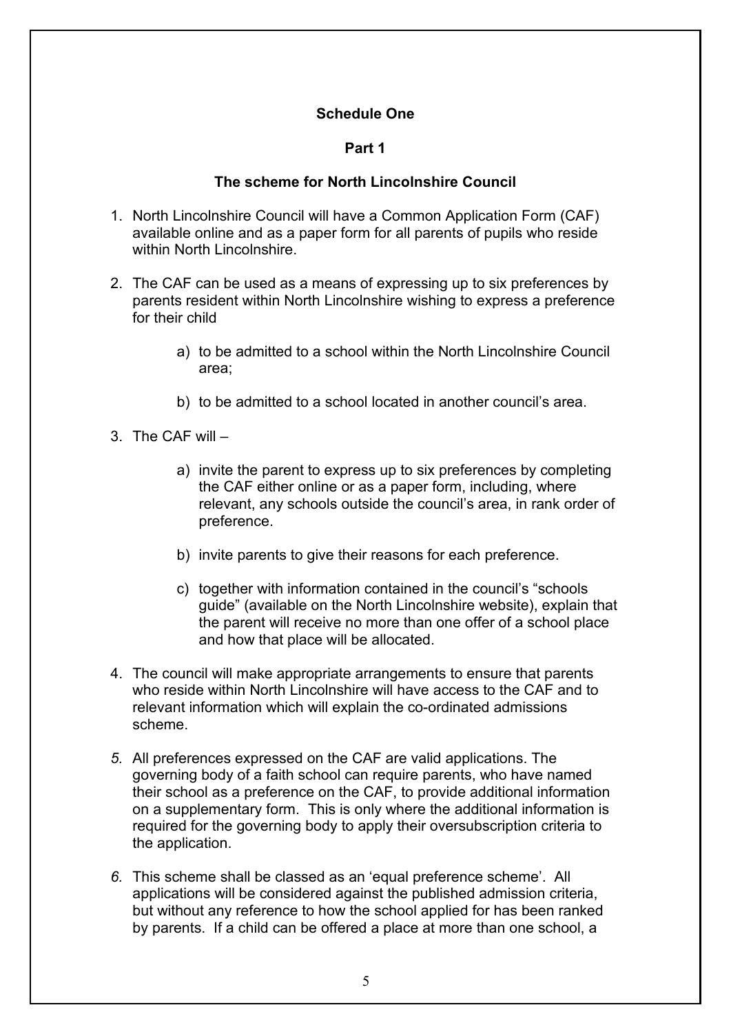## Schedule One

### Part 1

### The scheme for North Lincolnshire Council

1. North Lincolnshire Council will have a Common Application Form (CAF) available online and as a paper form for all parents of pupils who reside within North Lincolnshire.

2. The CAF can be used as a means of expressing up to six preferences by parents resident within North Lincolnshire wishing to express a preference for their child

   a) to be admitted to a school within the North Lincolnshire Council area;

   b) to be admitted to a school located in another council's area.

3. The CAF will –

   a) invite the parent to express up to six preferences by completing the CAF either online or as a paper form, including, where relevant, any schools outside the council's area, in rank order of preference.

   b) invite parents to give their reasons for each preference.

   c) together with information contained in the council's "schools guide" (available on the North Lincolnshire website), explain that the parent will receive no more than one offer of a school place and how that place will be allocated.

4. The council will make appropriate arrangements to ensure that parents who reside within North Lincolnshire will have access to the CAF and to relevant information which will explain the co-ordinated admissions scheme.

5. All preferences expressed on the CAF are valid applications. The governing body of a faith school can require parents, who have named their school as a preference on the CAF, to provide additional information on a supplementary form. This is only where the additional information is required for the governing body to apply their oversubscription criteria to the application.

6. This scheme shall be classed as an 'equal preference scheme'. All applications will be considered against the published admission criteria, but without any reference to how the school applied for has been ranked by parents. If a child can be offered a place at more than one school, a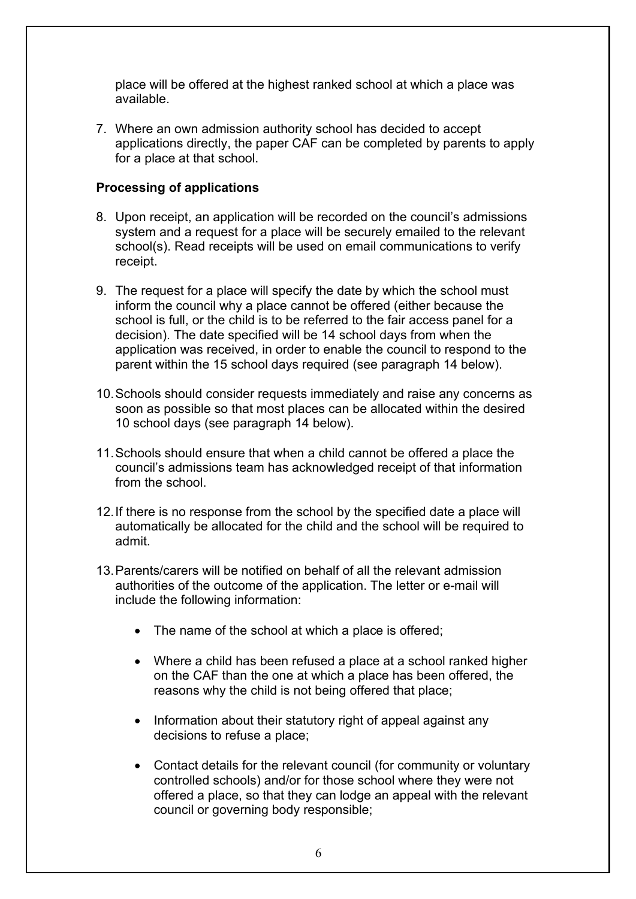place will be offered at the highest ranked school at which a place was available.

7. Where an own admission authority school has decided to accept applications directly, the paper CAF can be completed by parents to apply for a place at that school.

**Processing of applications**

8. Upon receipt, an application will be recorded on the council's admissions system and a request for a place will be securely emailed to the relevant school(s). Read receipts will be used on email communications to verify receipt.

9. The request for a place will specify the date by which the school must inform the council why a place cannot be offered (either because the school is full, or the child is to be referred to the fair access panel for a decision). The date specified will be 14 school days from when the application was received, in order to enable the council to respond to the parent within the 15 school days required (see paragraph 14 below).

10. Schools should consider requests immediately and raise any concerns as soon as possible so that most places can be allocated within the desired 10 school days (see paragraph 14 below).

11. Schools should ensure that when a child cannot be offered a place the council's admissions team has acknowledged receipt of that information from the school.

12. If there is no response from the school by the specified date a place will automatically be allocated for the child and the school will be required to admit.

13. Parents/carers will be notified on behalf of all the relevant admission authorities of the outcome of the application. The letter or e-mail will include the following information:

    - The name of the school at which a place is offered;

    - Where a child has been refused a place at a school ranked higher on the CAF than the one at which a place has been offered, the reasons why the child is not being offered that place;

    - Information about their statutory right of appeal against any decisions to refuse a place;

    - Contact details for the relevant council (for community or voluntary controlled schools) and/or for those school where they were not offered a place, so that they can lodge an appeal with the relevant council or governing body responsible;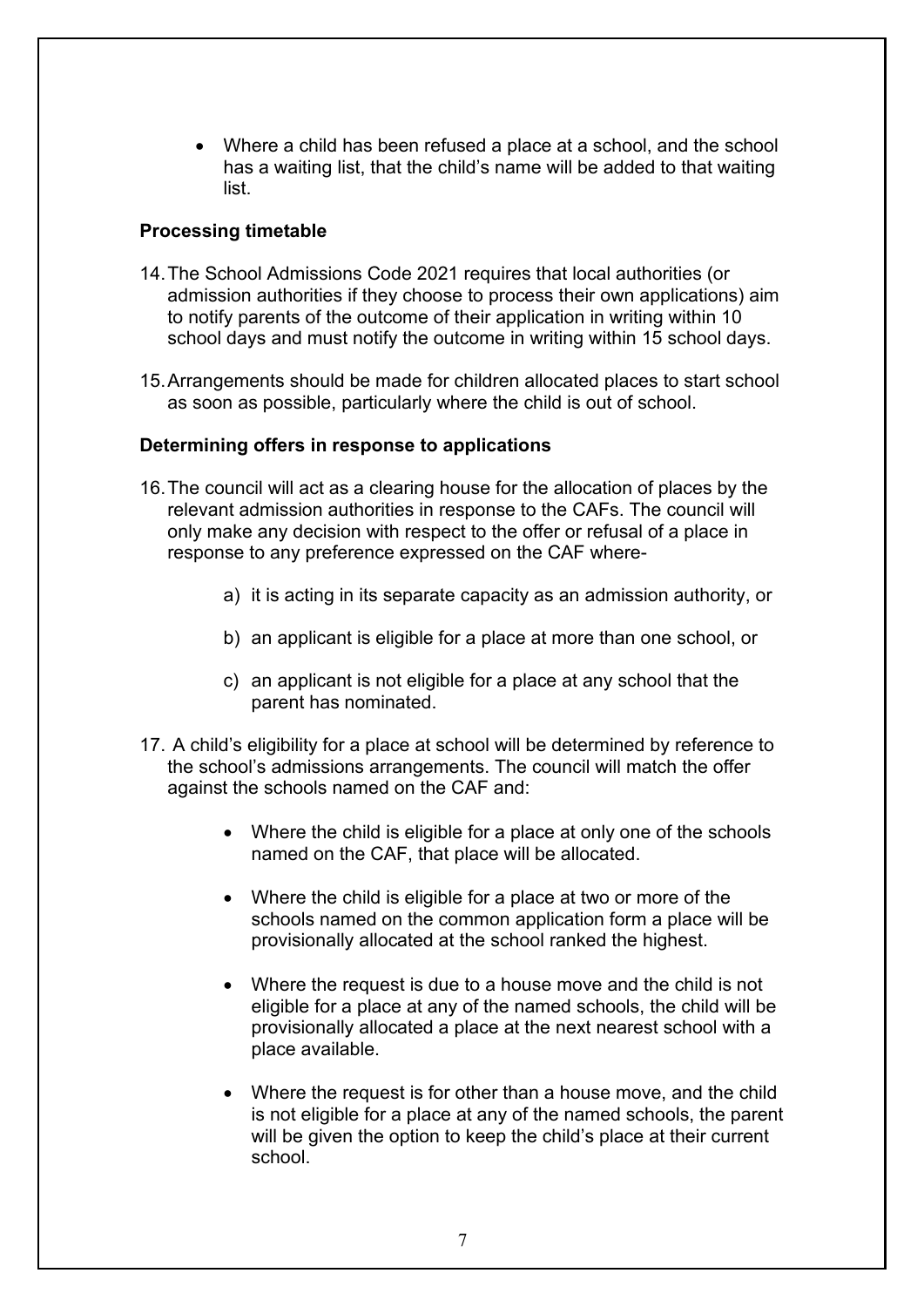- Where a child has been refused a place at a school, and the school has a waiting list, that the child's name will be added to that waiting list.

### Processing timetable

14. The School Admissions Code 2021 requires that local authorities (or admission authorities if they choose to process their own applications) aim to notify parents of the outcome of their application in writing within 10 school days and must notify the outcome in writing within 15 school days.

15. Arrangements should be made for children allocated places to start school as soon as possible, particularly where the child is out of school.

### Determining offers in response to applications

16. The council will act as a clearing house for the allocation of places by the relevant admission authorities in response to the CAFs. The council will only make any decision with respect to the offer or refusal of a place in response to any preference expressed on the CAF where-

    a) it is acting in its separate capacity as an admission authority, or

    b) an applicant is eligible for a place at more than one school, or

    c) an applicant is not eligible for a place at any school that the parent has nominated.

17. A child's eligibility for a place at school will be determined by reference to the school's admissions arrangements. The council will match the offer against the schools named on the CAF and:

    - Where the child is eligible for a place at only one of the schools named on the CAF, that place will be allocated.

    - Where the child is eligible for a place at two or more of the schools named on the common application form a place will be provisionally allocated at the school ranked the highest.

    - Where the request is due to a house move and the child is not eligible for a place at any of the named schools, the child will be provisionally allocated a place at the next nearest school with a place available.

    - Where the request is for other than a house move, and the child is not eligible for a place at any of the named schools, the parent will be given the option to keep the child's place at their current school.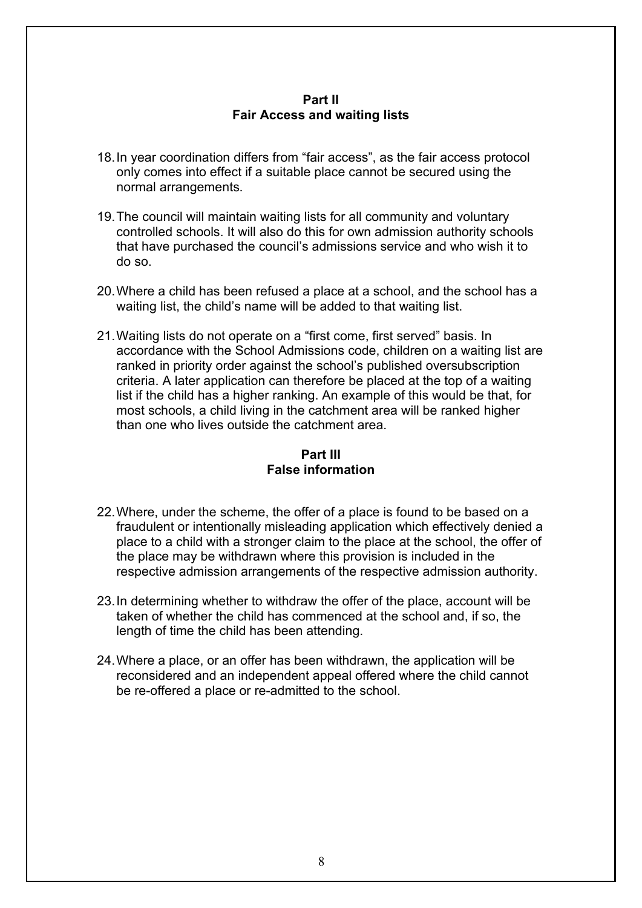## Part II
## Fair Access and waiting lists

18. In year coordination differs from "fair access", as the fair access protocol only comes into effect if a suitable place cannot be secured using the normal arrangements.

19. The council will maintain waiting lists for all community and voluntary controlled schools. It will also do this for own admission authority schools that have purchased the council's admissions service and who wish it to do so.

20. Where a child has been refused a place at a school, and the school has a waiting list, the child's name will be added to that waiting list.

21. Waiting lists do not operate on a "first come, first served" basis. In accordance with the School Admissions code, children on a waiting list are ranked in priority order against the school's published oversubscription criteria. A later application can therefore be placed at the top of a waiting list if the child has a higher ranking. An example of this would be that, for most schools, a child living in the catchment area will be ranked higher than one who lives outside the catchment area.

## Part III
## False information

22. Where, under the scheme, the offer of a place is found to be based on a fraudulent or intentionally misleading application which effectively denied a place to a child with a stronger claim to the place at the school, the offer of the place may be withdrawn where this provision is included in the respective admission arrangements of the respective admission authority.

23. In determining whether to withdraw the offer of the place, account will be taken of whether the child has commenced at the school and, if so, the length of time the child has been attending.

24. Where a place, or an offer has been withdrawn, the application will be reconsidered and an independent appeal offered where the child cannot be re-offered a place or re-admitted to the school.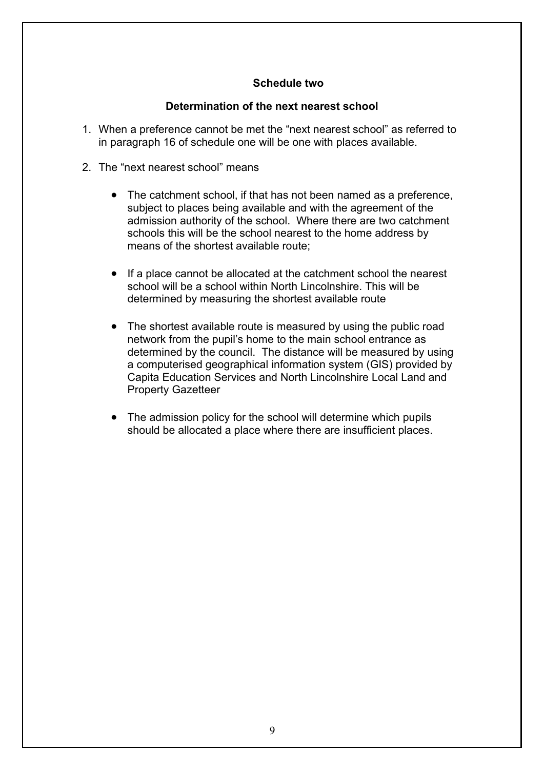**Schedule two**

**Determination of the next nearest school**

1. When a preference cannot be met the "next nearest school" as referred to in paragraph 16 of schedule one will be one with places available.

2. The "next nearest school" means

   - The catchment school, if that has not been named as a preference, subject to places being available and with the agreement of the admission authority of the school. Where there are two catchment schools this will be the school nearest to the home address by means of the shortest available route;

   - If a place cannot be allocated at the catchment school the nearest school will be a school within North Lincolnshire. This will be determined by measuring the shortest available route

   - The shortest available route is measured by using the public road network from the pupil's home to the main school entrance as determined by the council. The distance will be measured by using a computerised geographical information system (GIS) provided by Capita Education Services and North Lincolnshire Local Land and Property Gazetteer

   - The admission policy for the school will determine which pupils should be allocated a place where there are insufficient places.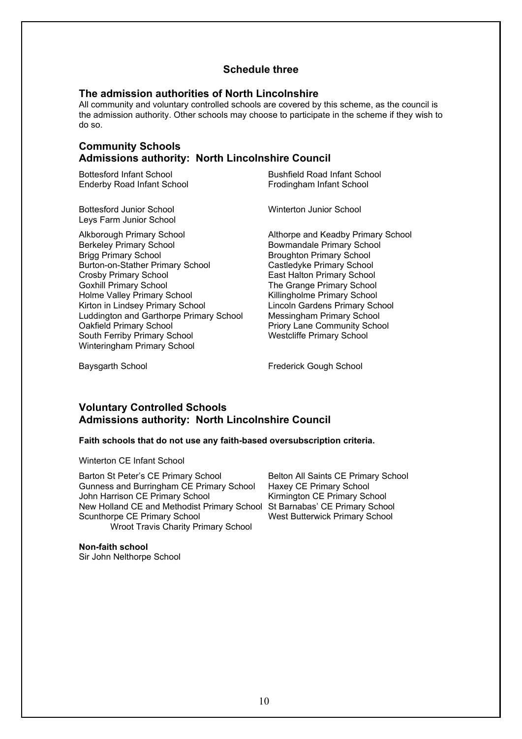## Schedule three

### The admission authorities of North Lincolnshire

All community and voluntary controlled schools are covered by this scheme, as the council is the admission authority. Other schools may choose to participate in the scheme if they wish to do so.

### Community Schools
### Admissions authority: North Lincolnshire Council

Bottesford Infant School
Bushfield Road Infant School
Enderby Road Infant School
Frodingham Infant School

Bottesford Junior School
Winterton Junior School
Leys Farm Junior School

Alkborough Primary School
Althorpe and Keadby Primary School
Berkeley Primary School
Bowmandale Primary School
Brigg Primary School
Broughton Primary School
Burton-on-Stather Primary School
Castledyke Primary School
Crosby Primary School
East Halton Primary School
Goxhill Primary School
The Grange Primary School
Holme Valley Primary School
Killingholme Primary School
Kirton in Lindsey Primary School
Lincoln Gardens Primary School
Luddington and Garthorpe Primary School
Messingham Primary School
Oakfield Primary School
Priory Lane Community School
South Ferriby Primary School
Westcliffe Primary School
Winteringham Primary School

Baysgarth School
Frederick Gough School

### Voluntary Controlled Schools
### Admissions authority: North Lincolnshire Council

**Faith schools that do not use any faith-based oversubscription criteria.**

Winterton CE Infant School

Barton St Peter's CE Primary School
Belton All Saints CE Primary School
Gunness and Burringham CE Primary School
Haxey CE Primary School
John Harrison CE Primary School
Kirmington CE Primary School
New Holland CE and Methodist Primary School
St Barnabas' CE Primary School
Scunthorpe CE Primary School
West Butterwick Primary School
Wroot Travis Charity Primary School

**Non-faith school**

Sir John Nelthorpe School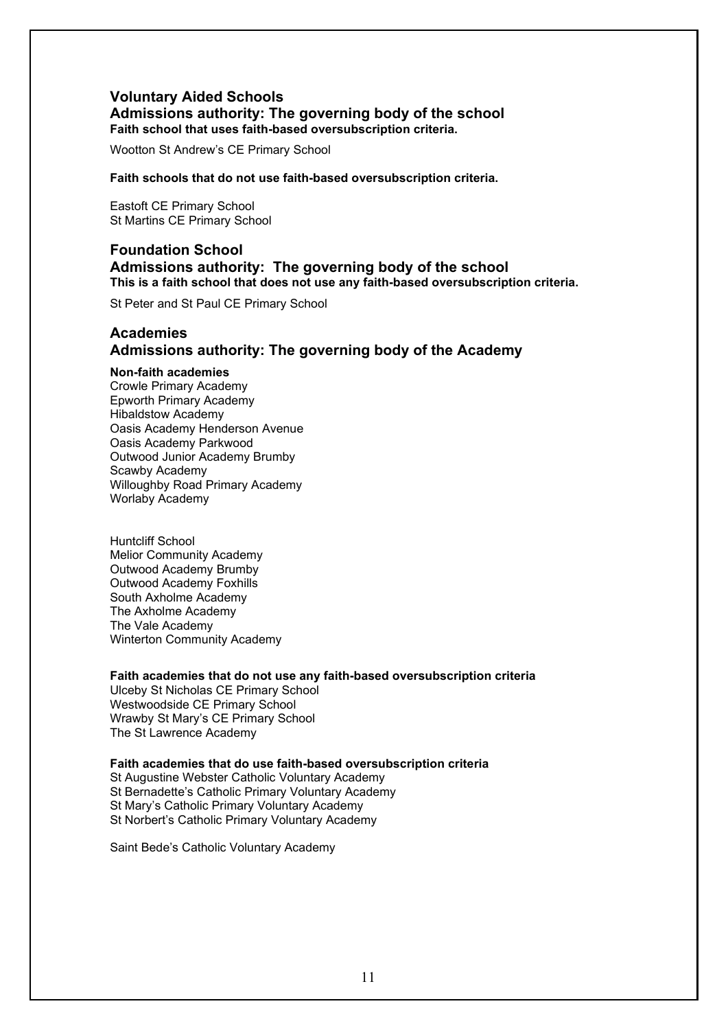## Voluntary Aided Schools

### Admissions authority: The governing body of the school

**Faith school that uses faith-based oversubscription criteria.**

Wootton St Andrew's CE Primary School

**Faith schools that do not use faith-based oversubscription criteria.**

Eastoft CE Primary School
St Martins CE Primary School

## Foundation School

### Admissions authority: The governing body of the school

**This is a faith school that does not use any faith-based oversubscription criteria.**

St Peter and St Paul CE Primary School

## Academies

### Admissions authority: The governing body of the Academy

**Non-faith academies**

Crowle Primary Academy
Epworth Primary Academy
Hibaldstow Academy
Oasis Academy Henderson Avenue
Oasis Academy Parkwood
Outwood Junior Academy Brumby
Scawby Academy
Willoughby Road Primary Academy
Worlaby Academy

Huntcliff School
Melior Community Academy
Outwood Academy Brumby
Outwood Academy Foxhills
South Axholme Academy
The Axholme Academy
The Vale Academy
Winterton Community Academy

**Faith academies that do not use any faith-based oversubscription criteria**

Ulceby St Nicholas CE Primary School
Westwoodside CE Primary School
Wrawby St Mary's CE Primary School
The St Lawrence Academy

**Faith academies that do use faith-based oversubscription criteria**

St Augustine Webster Catholic Voluntary Academy
St Bernadette's Catholic Primary Voluntary Academy
St Mary's Catholic Primary Voluntary Academy
St Norbert's Catholic Primary Voluntary Academy

Saint Bede's Catholic Voluntary Academy